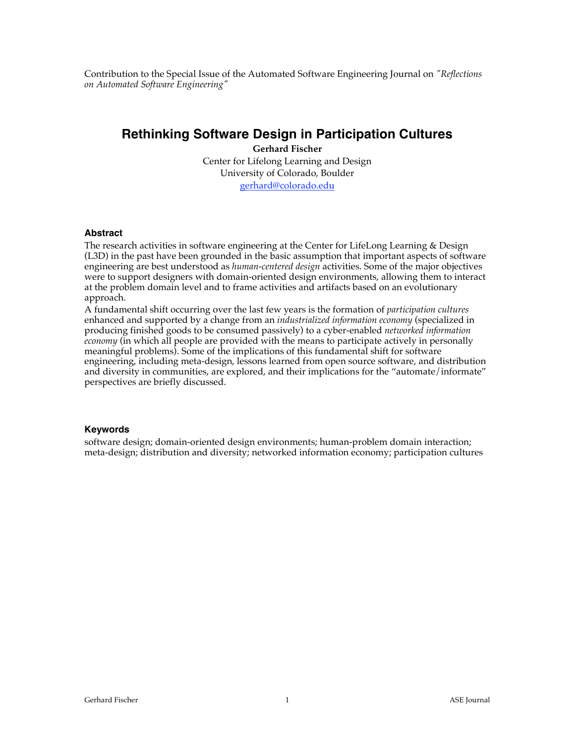Contribution to the Special Issue of the Automated Software Engineering Journal on *"Reflections on Automated Software Engineering"*

# Rethinking Software Design in Participation Cultures

**Gerhard Fischer**
Center for Lifelong Learning and Design
University of Colorado, Boulder
gerhard@colorado.edu

## Abstract

The research activities in software engineering at the Center for LifeLong Learning & Design (L3D) in the past have been grounded in the basic assumption that important aspects of software engineering are best understood as *human-centered design* activities. Some of the major objectives were to support designers with domain-oriented design environments, allowing them to interact at the problem domain level and to frame activities and artifacts based on an evolutionary approach.

A fundamental shift occurring over the last few years is the formation of *participation cultures* enhanced and supported by a change from an *industrialized information economy* (specialized in producing finished goods to be consumed passively) to a cyber-enabled *networked information economy* (in which all people are provided with the means to participate actively in personally meaningful problems). Some of the implications of this fundamental shift for software engineering, including meta-design, lessons learned from open source software, and distribution and diversity in communities, are explored, and their implications for the "automate/informate" perspectives are briefly discussed.

## Keywords

software design; domain-oriented design environments; human-problem domain interaction; meta-design; distribution and diversity; networked information economy; participation cultures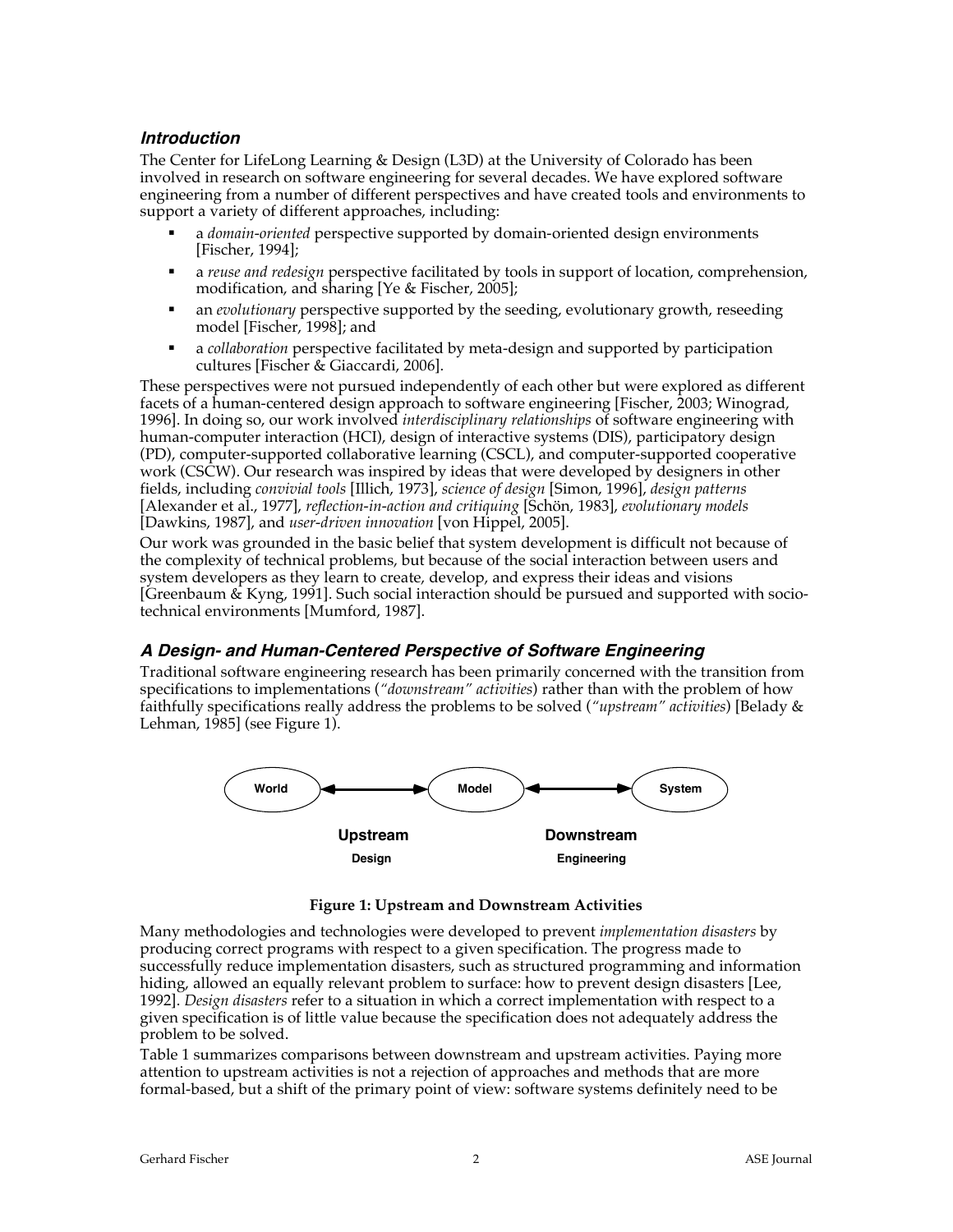### *Introduction*

The Center for LifeLong Learning & Design (L3D) at the University of Colorado has been involved in research on software engineering for several decades. We have explored software engineering from a number of different perspectives and have created tools and environments to support a variety of different approaches, including:

- a *domain-oriented* perspective supported by domain-oriented design environments [Fischer, 1994];
- a *reuse and redesign* perspective facilitated by tools in support of location, comprehension, modification, and sharing [Ye & Fischer, 2005];
- an *evolutionary* perspective supported by the seeding, evolutionary growth, reseeding model [Fischer, 1998]; and
- a *collaboration* perspective facilitated by meta-design and supported by participation cultures [Fischer & Giaccardi, 2006].

These perspectives were not pursued independently of each other but were explored as different facets of a human-centered design approach to software engineering [Fischer, 2003; Winograd, 1996]. In doing so, our work involved *interdisciplinary relationships* of software engineering with human-computer interaction (HCI), design of interactive systems (DIS), participatory design (PD), computer-supported collaborative learning (CSCL), and computer-supported cooperative work (CSCW). Our research was inspired by ideas that were developed by designers in other fields, including *convivial tools* [Illich, 1973], *science of design* [Simon, 1996], *design patterns* [Alexander et al., 1977], *reflection-in-action and critiquing* [Schön, 1983], *evolutionary models* [Dawkins, 1987], and *user-driven innovation* [von Hippel, 2005].

Our work was grounded in the basic belief that system development is difficult not because of the complexity of technical problems, but because of the social interaction between users and system developers as they learn to create, develop, and express their ideas and visions [Greenbaum & Kyng, 1991]. Such social interaction should be pursued and supported with socio-technical environments [Mumford, 1987].

### *A Design- and Human-Centered Perspective of Software Engineering*

Traditional software engineering research has been primarily concerned with the transition from specifications to implementations (*"downstream" activities*) rather than with the problem of how faithfully specifications really address the problems to be solved (*"upstream" activities*) [Belady & Lehman, 1985] (see Figure 1).

World ⟷ Model ⟷ System

**Upstream** — **Design**; **Downstream** — **Engineering**

**Figure 1: Upstream and Downstream Activities**

Many methodologies and technologies were developed to prevent *implementation disasters* by producing correct programs with respect to a given specification. The progress made to successfully reduce implementation disasters, such as structured programming and information hiding, allowed an equally relevant problem to surface: how to prevent design disasters [Lee, 1992]. *Design disasters* refer to a situation in which a correct implementation with respect to a given specification is of little value because the specification does not adequately address the problem to be solved.

Table 1 summarizes comparisons between downstream and upstream activities. Paying more attention to upstream activities is not a rejection of approaches and methods that are more formal-based, but a shift of the primary point of view: software systems definitely need to be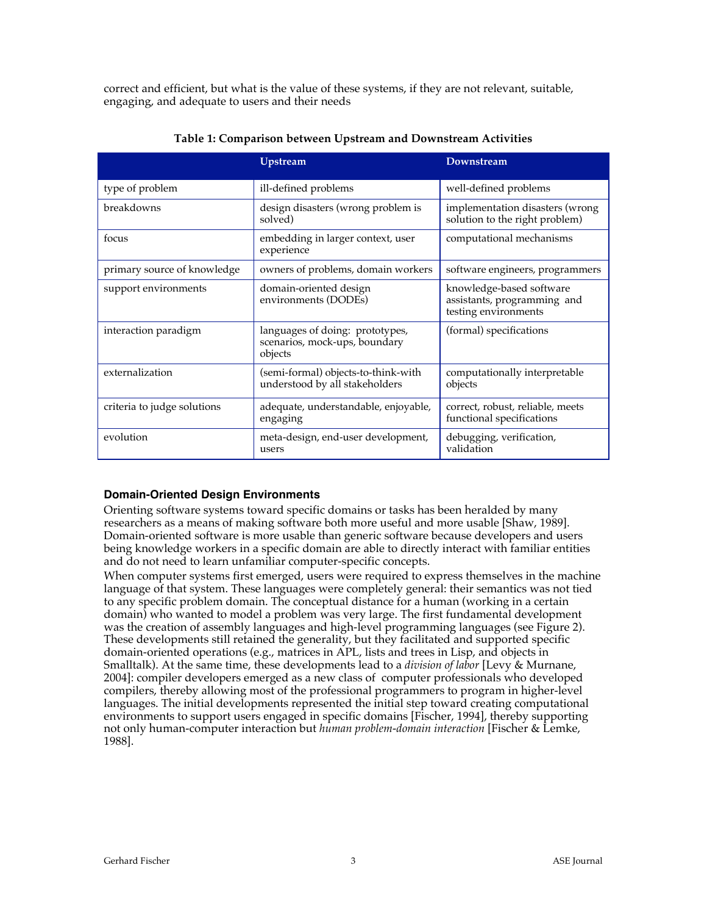correct and efficient, but what is the value of these systems, if they are not relevant, suitable, engaging, and adequate to users and their needs

**Table 1: Comparison between Upstream and Downstream Activities**

| | Upstream | Downstream |
|---|---|---|
| type of problem | ill-defined problems | well-defined problems |
| breakdowns | design disasters (wrong problem is solved) | implementation disasters (wrong solution to the right problem) |
| focus | embedding in larger context, user experience | computational mechanisms |
| primary source of knowledge | owners of problems, domain workers | software engineers, programmers |
| support environments | domain-oriented design environments (DODEs) | knowledge-based software assistants, programming and testing environments |
| interaction paradigm | languages of doing: prototypes, scenarios, mock-ups, boundary objects | (formal) specifications |
| externalization | (semi-formal) objects-to-think-with understood by all stakeholders | computationally interpretable objects |
| criteria to judge solutions | adequate, understandable, enjoyable, engaging | correct, robust, reliable, meets functional specifications |
| evolution | meta-design, end-user development, users | debugging, verification, validation |

### Domain-Oriented Design Environments

Orienting software systems toward specific domains or tasks has been heralded by many researchers as a means of making software both more useful and more usable [Shaw, 1989]. Domain-oriented software is more usable than generic software because developers and users being knowledge workers in a specific domain are able to directly interact with familiar entities and do not need to learn unfamiliar computer-specific concepts.

When computer systems first emerged, users were required to express themselves in the machine language of that system. These languages were completely general: their semantics was not tied to any specific problem domain. The conceptual distance for a human (working in a certain domain) who wanted to model a problem was very large. The first fundamental development was the creation of assembly languages and high-level programming languages (see Figure 2). These developments still retained the generality, but they facilitated and supported specific domain-oriented operations (e.g., matrices in APL, lists and trees in Lisp, and objects in Smalltalk). At the same time, these developments lead to a *division of labor* [Levy & Murnane, 2004]: compiler developers emerged as a new class of computer professionals who developed compilers, thereby allowing most of the professional programmers to program in higher-level languages. The initial developments represented the initial step toward creating computational environments to support users engaged in specific domains [Fischer, 1994], thereby supporting not only human-computer interaction but *human problem-domain interaction* [Fischer & Lemke, 1988].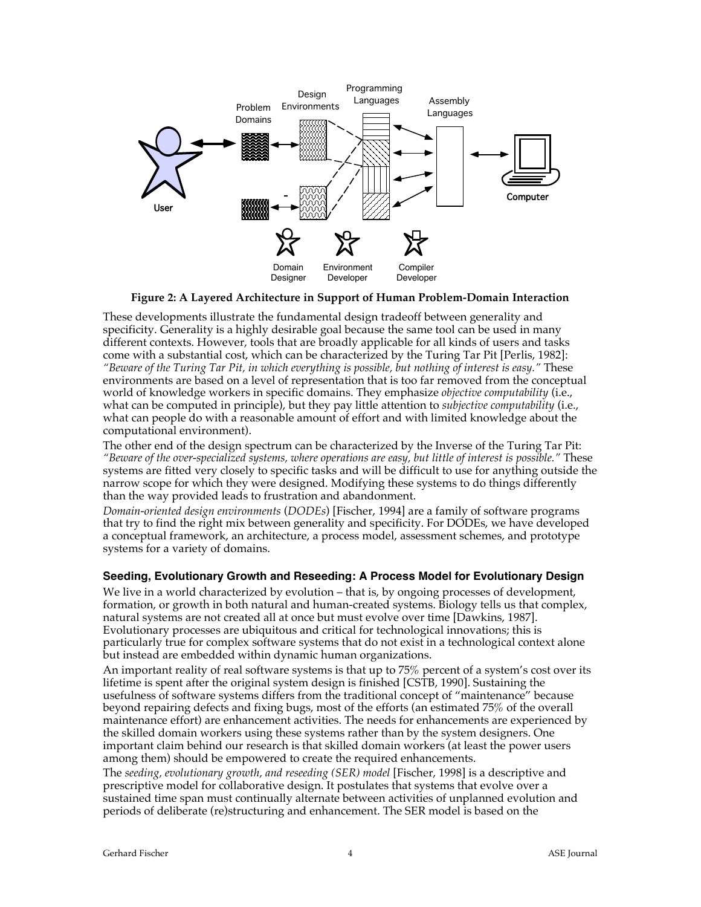**Figure 2: A Layered Architecture in Support of Human Problem-Domain Interaction**

These developments illustrate the fundamental design tradeoff between generality and specificity. Generality is a highly desirable goal because the same tool can be used in many different contexts. However, tools that are broadly applicable for all kinds of users and tasks come with a substantial cost, which can be characterized by the Turing Tar Pit [Perlis, 1982]: *"Beware of the Turing Tar Pit, in which everything is possible, but nothing of interest is easy."* These environments are based on a level of representation that is too far removed from the conceptual world of knowledge workers in specific domains. They emphasize *objective computability* (i.e., what can be computed in principle), but they pay little attention to *subjective computability* (i.e., what can people do with a reasonable amount of effort and with limited knowledge about the computational environment).

The other end of the design spectrum can be characterized by the Inverse of the Turing Tar Pit: *"Beware of the over-specialized systems, where operations are easy, but little of interest is possible."* These systems are fitted very closely to specific tasks and will be difficult to use for anything outside the narrow scope for which they were designed. Modifying these systems to do things differently than the way provided leads to frustration and abandonment.

*Domain-oriented design environments* (*DODEs*) [Fischer, 1994] are a family of software programs that try to find the right mix between generality and specificity. For DODEs, we have developed a conceptual framework, an architecture, a process model, assessment schemes, and prototype systems for a variety of domains.

### Seeding, Evolutionary Growth and Reseeding: A Process Model for Evolutionary Design

We live in a world characterized by evolution – that is, by ongoing processes of development, formation, or growth in both natural and human-created systems. Biology tells us that complex, natural systems are not created all at once but must evolve over time [Dawkins, 1987]. Evolutionary processes are ubiquitous and critical for technological innovations; this is particularly true for complex software systems that do not exist in a technological context alone but instead are embedded within dynamic human organizations.

An important reality of real software systems is that up to 75% percent of a system's cost over its lifetime is spent after the original system design is finished [CSTB, 1990]. Sustaining the usefulness of software systems differs from the traditional concept of "maintenance" because beyond repairing defects and fixing bugs, most of the efforts (an estimated 75% of the overall maintenance effort) are enhancement activities. The needs for enhancements are experienced by the skilled domain workers using these systems rather than by the system designers. One important claim behind our research is that skilled domain workers (at least the power users among them) should be empowered to create the required enhancements.

The *seeding, evolutionary growth, and reseeding (SER) model* [Fischer, 1998] is a descriptive and prescriptive model for collaborative design. It postulates that systems that evolve over a sustained time span must continually alternate between activities of unplanned evolution and periods of deliberate (re)structuring and enhancement. The SER model is based on the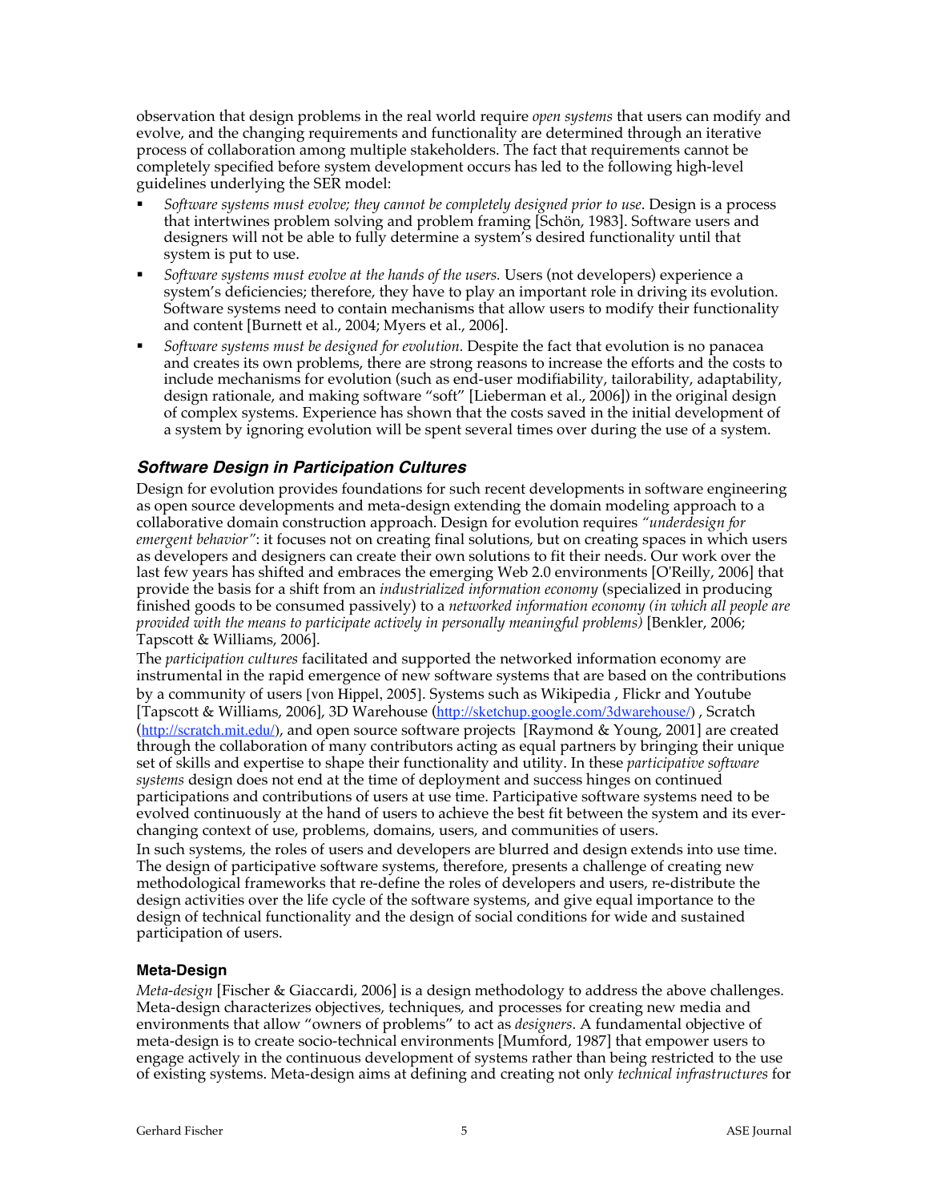observation that design problems in the real world require *open systems* that users can modify and evolve, and the changing requirements and functionality are determined through an iterative process of collaboration among multiple stakeholders. The fact that requirements cannot be completely specified before system development occurs has led to the following high-level guidelines underlying the SER model:

- *Software systems must evolve; they cannot be completely designed prior to use*. Design is a process that intertwines problem solving and problem framing [Schön, 1983]. Software users and designers will not be able to fully determine a system's desired functionality until that system is put to use.
- *Software systems must evolve at the hands of the users.* Users (not developers) experience a system's deficiencies; therefore, they have to play an important role in driving its evolution. Software systems need to contain mechanisms that allow users to modify their functionality and content [Burnett et al., 2004; Myers et al., 2006].
- *Software systems must be designed for evolution.* Despite the fact that evolution is no panacea and creates its own problems, there are strong reasons to increase the efforts and the costs to include mechanisms for evolution (such as end-user modifiability, tailorability, adaptability, design rationale, and making software "soft" [Lieberman et al., 2006]) in the original design of complex systems. Experience has shown that the costs saved in the initial development of a system by ignoring evolution will be spent several times over during the use of a system.

## Software Design in Participation Cultures

Design for evolution provides foundations for such recent developments in software engineering as open source developments and meta-design extending the domain modeling approach to a collaborative domain construction approach. Design for evolution requires *"underdesign for emergent behavior"*: it focuses not on creating final solutions, but on creating spaces in which users as developers and designers can create their own solutions to fit their needs. Our work over the last few years has shifted and embraces the emerging Web 2.0 environments [O'Reilly, 2006] that provide the basis for a shift from an *industrialized information economy* (specialized in producing finished goods to be consumed passively) to a *networked information economy (in which all people are provided with the means to participate actively in personally meaningful problems)* [Benkler, 2006; Tapscott & Williams, 2006].

The *participation cultures* facilitated and supported the networked information economy are instrumental in the rapid emergence of new software systems that are based on the contributions by a community of users [von Hippel, 2005]. Systems such as Wikipedia , Flickr and Youtube [Tapscott & Williams, 2006], 3D Warehouse (http://sketchup.google.com/3dwarehouse/) , Scratch (http://scratch.mit.edu/), and open source software projects [Raymond & Young, 2001] are created through the collaboration of many contributors acting as equal partners by bringing their unique set of skills and expertise to shape their functionality and utility. In these *participative software systems* design does not end at the time of deployment and success hinges on continued participations and contributions of users at use time. Participative software systems need to be evolved continuously at the hand of users to achieve the best fit between the system and its ever-changing context of use, problems, domains, users, and communities of users.

In such systems, the roles of users and developers are blurred and design extends into use time. The design of participative software systems, therefore, presents a challenge of creating new methodological frameworks that re-define the roles of developers and users, re-distribute the design activities over the life cycle of the software systems, and give equal importance to the design of technical functionality and the design of social conditions for wide and sustained participation of users.

### Meta-Design

*Meta-design* [Fischer & Giaccardi, 2006] is a design methodology to address the above challenges. Meta-design characterizes objectives, techniques, and processes for creating new media and environments that allow "owners of problems" to act as *designers*. A fundamental objective of meta-design is to create socio-technical environments [Mumford, 1987] that empower users to engage actively in the continuous development of systems rather than being restricted to the use of existing systems. Meta-design aims at defining and creating not only *technical infrastructures* for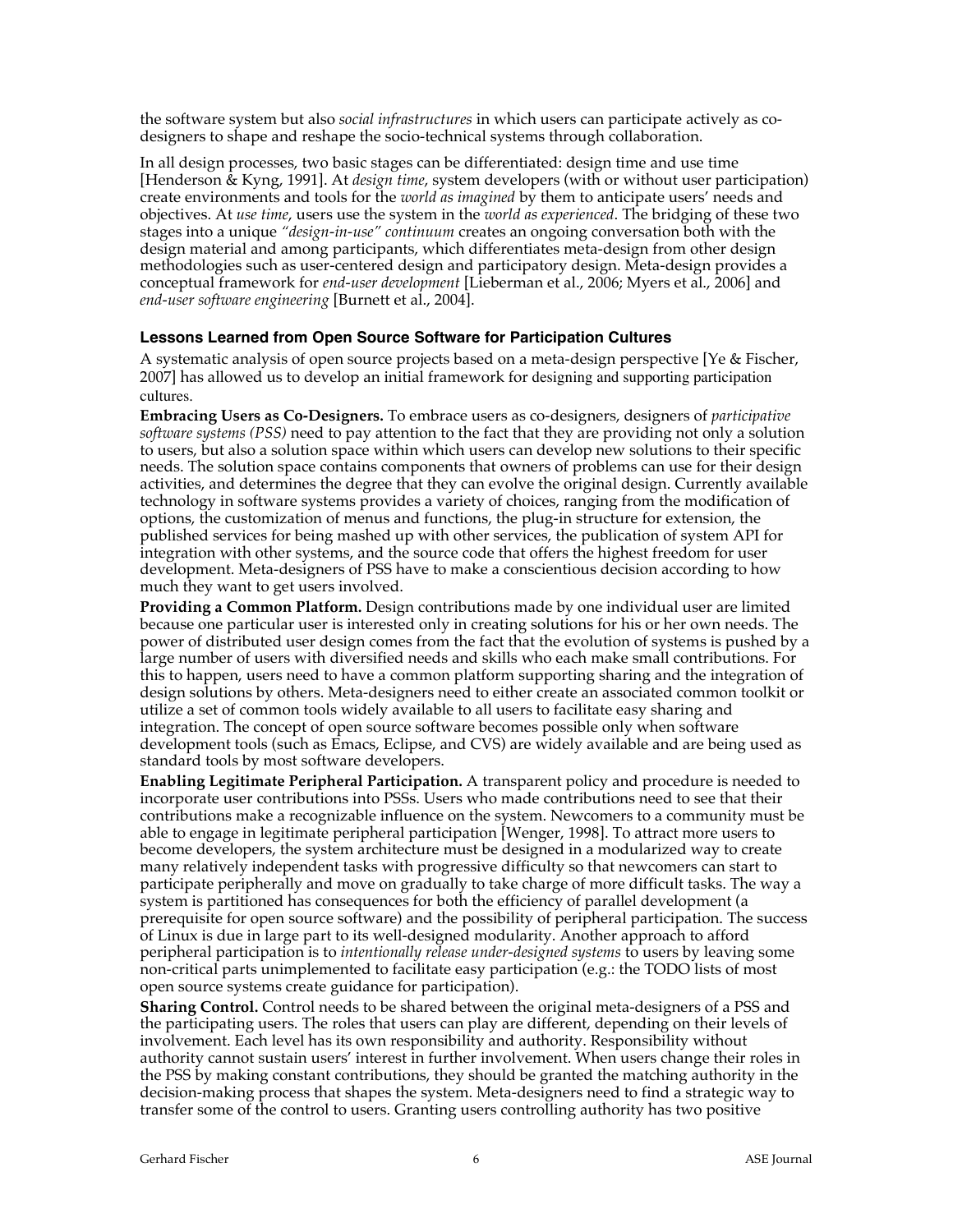the software system but also *social infrastructures* in which users can participate actively as co-designers to shape and reshape the socio-technical systems through collaboration.

In all design processes, two basic stages can be differentiated: design time and use time [Henderson & Kyng, 1991]. At *design time*, system developers (with or without user participation) create environments and tools for the *world as imagined* by them to anticipate users' needs and objectives. At *use time*, users use the system in the *world as experienced*. The bridging of these two stages into a unique *"design-in-use" continuum* creates an ongoing conversation both with the design material and among participants, which differentiates meta-design from other design methodologies such as user-centered design and participatory design. Meta-design provides a conceptual framework for *end-user development* [Lieberman et al., 2006; Myers et al., 2006] and *end-user software engineering* [Burnett et al., 2004].

### Lessons Learned from Open Source Software for Participation Cultures

A systematic analysis of open source projects based on a meta-design perspective [Ye & Fischer, 2007] has allowed us to develop an initial framework for designing and supporting participation cultures.

**Embracing Users as Co-Designers.** To embrace users as co-designers, designers of *participative software systems (PSS)* need to pay attention to the fact that they are providing not only a solution to users, but also a solution space within which users can develop new solutions to their specific needs. The solution space contains components that owners of problems can use for their design activities, and determines the degree that they can evolve the original design. Currently available technology in software systems provides a variety of choices, ranging from the modification of options, the customization of menus and functions, the plug-in structure for extension, the published services for being mashed up with other services, the publication of system API for integration with other systems, and the source code that offers the highest freedom for user development. Meta-designers of PSS have to make a conscientious decision according to how much they want to get users involved.

**Providing a Common Platform.** Design contributions made by one individual user are limited because one particular user is interested only in creating solutions for his or her own needs. The power of distributed user design comes from the fact that the evolution of systems is pushed by a large number of users with diversified needs and skills who each make small contributions. For this to happen, users need to have a common platform supporting sharing and the integration of design solutions by others. Meta-designers need to either create an associated common toolkit or utilize a set of common tools widely available to all users to facilitate easy sharing and integration. The concept of open source software becomes possible only when software development tools (such as Emacs, Eclipse, and CVS) are widely available and are being used as standard tools by most software developers.

**Enabling Legitimate Peripheral Participation.** A transparent policy and procedure is needed to incorporate user contributions into PSSs. Users who made contributions need to see that their contributions make a recognizable influence on the system. Newcomers to a community must be able to engage in legitimate peripheral participation [Wenger, 1998]. To attract more users to become developers, the system architecture must be designed in a modularized way to create many relatively independent tasks with progressive difficulty so that newcomers can start to participate peripherally and move on gradually to take charge of more difficult tasks. The way a system is partitioned has consequences for both the efficiency of parallel development (a prerequisite for open source software) and the possibility of peripheral participation. The success of Linux is due in large part to its well-designed modularity. Another approach to afford peripheral participation is to *intentionally release under-designed systems* to users by leaving some non-critical parts unimplemented to facilitate easy participation (e.g.: the TODO lists of most open source systems create guidance for participation).

**Sharing Control.** Control needs to be shared between the original meta-designers of a PSS and the participating users. The roles that users can play are different, depending on their levels of involvement. Each level has its own responsibility and authority. Responsibility without authority cannot sustain users' interest in further involvement. When users change their roles in the PSS by making constant contributions, they should be granted the matching authority in the decision-making process that shapes the system. Meta-designers need to find a strategic way to transfer some of the control to users. Granting users controlling authority has two positive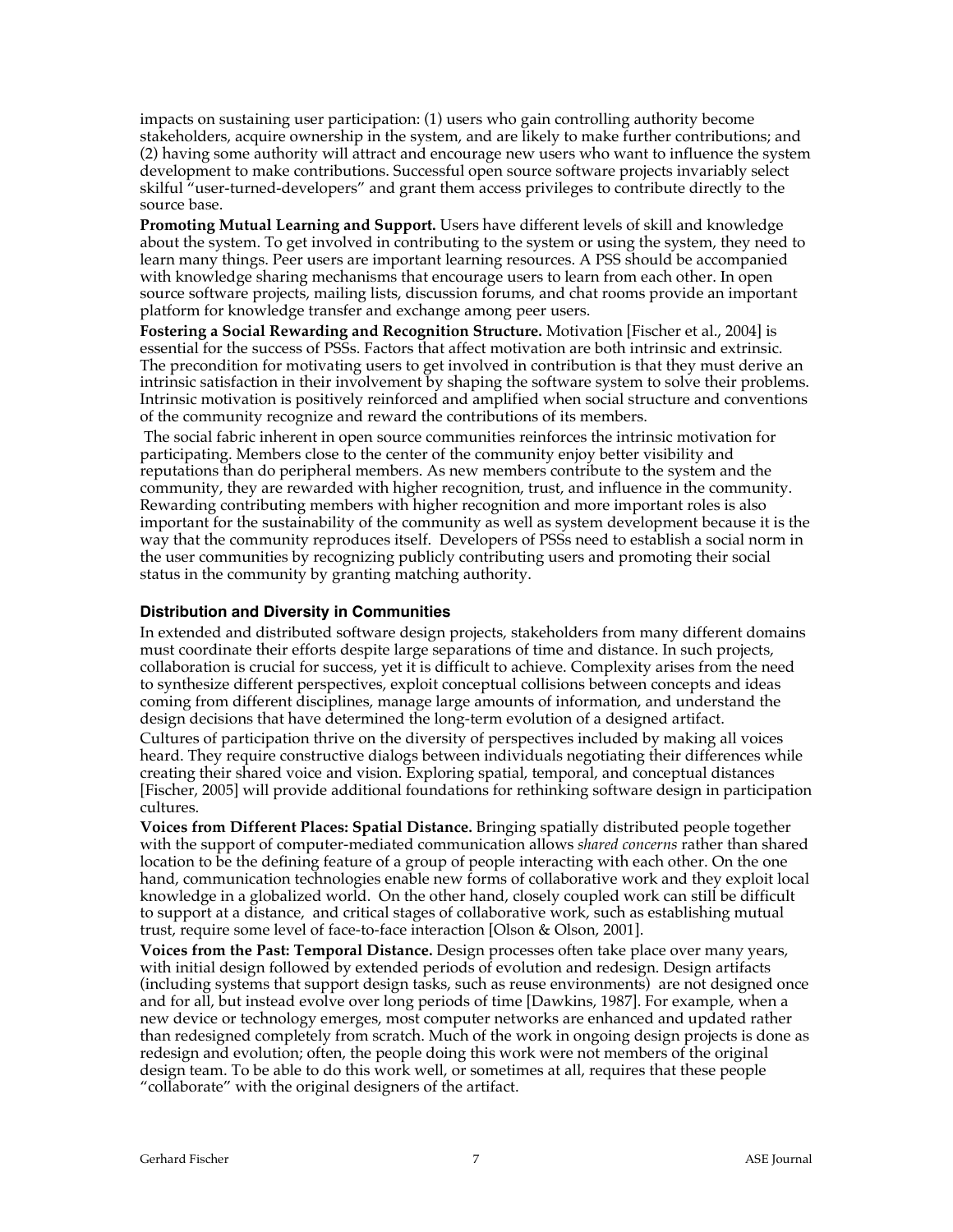impacts on sustaining user participation: (1) users who gain controlling authority become stakeholders, acquire ownership in the system, and are likely to make further contributions; and (2) having some authority will attract and encourage new users who want to influence the system development to make contributions. Successful open source software projects invariably select skilful "user-turned-developers" and grant them access privileges to contribute directly to the source base.

**Promoting Mutual Learning and Support.** Users have different levels of skill and knowledge about the system. To get involved in contributing to the system or using the system, they need to learn many things. Peer users are important learning resources. A PSS should be accompanied with knowledge sharing mechanisms that encourage users to learn from each other. In open source software projects, mailing lists, discussion forums, and chat rooms provide an important platform for knowledge transfer and exchange among peer users.

**Fostering a Social Rewarding and Recognition Structure.** Motivation [Fischer et al., 2004] is essential for the success of PSSs. Factors that affect motivation are both intrinsic and extrinsic. The precondition for motivating users to get involved in contribution is that they must derive an intrinsic satisfaction in their involvement by shaping the software system to solve their problems. Intrinsic motivation is positively reinforced and amplified when social structure and conventions of the community recognize and reward the contributions of its members.

The social fabric inherent in open source communities reinforces the intrinsic motivation for participating. Members close to the center of the community enjoy better visibility and reputations than do peripheral members. As new members contribute to the system and the community, they are rewarded with higher recognition, trust, and influence in the community. Rewarding contributing members with higher recognition and more important roles is also important for the sustainability of the community as well as system development because it is the way that the community reproduces itself. Developers of PSSs need to establish a social norm in the user communities by recognizing publicly contributing users and promoting their social status in the community by granting matching authority.

### Distribution and Diversity in Communities

In extended and distributed software design projects, stakeholders from many different domains must coordinate their efforts despite large separations of time and distance. In such projects, collaboration is crucial for success, yet it is difficult to achieve. Complexity arises from the need to synthesize different perspectives, exploit conceptual collisions between concepts and ideas coming from different disciplines, manage large amounts of information, and understand the design decisions that have determined the long-term evolution of a designed artifact.

Cultures of participation thrive on the diversity of perspectives included by making all voices heard. They require constructive dialogs between individuals negotiating their differences while creating their shared voice and vision. Exploring spatial, temporal, and conceptual distances [Fischer, 2005] will provide additional foundations for rethinking software design in participation cultures.

**Voices from Different Places: Spatial Distance.** Bringing spatially distributed people together with the support of computer-mediated communication allows *shared concerns* rather than shared location to be the defining feature of a group of people interacting with each other. On the one hand, communication technologies enable new forms of collaborative work and they exploit local knowledge in a globalized world. On the other hand, closely coupled work can still be difficult to support at a distance, and critical stages of collaborative work, such as establishing mutual trust, require some level of face-to-face interaction [Olson & Olson, 2001].

**Voices from the Past: Temporal Distance.** Design processes often take place over many years, with initial design followed by extended periods of evolution and redesign. Design artifacts (including systems that support design tasks, such as reuse environments) are not designed once and for all, but instead evolve over long periods of time [Dawkins, 1987]. For example, when a new device or technology emerges, most computer networks are enhanced and updated rather than redesigned completely from scratch. Much of the work in ongoing design projects is done as redesign and evolution; often, the people doing this work were not members of the original design team. To be able to do this work well, or sometimes at all, requires that these people "collaborate" with the original designers of the artifact.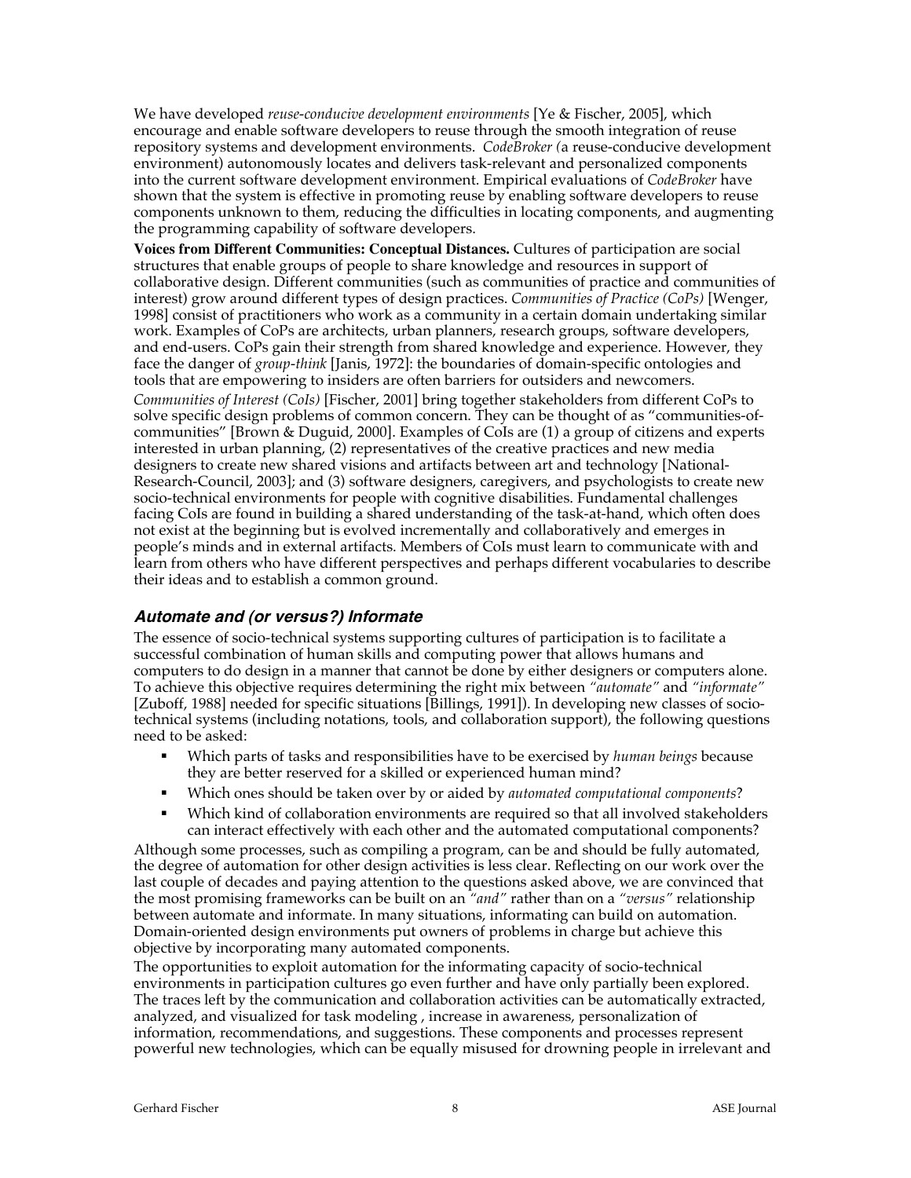We have developed *reuse-conducive development environments* [Ye & Fischer, 2005], which encourage and enable software developers to reuse through the smooth integration of reuse repository systems and development environments. *CodeBroker (*a reuse-conducive development environment) autonomously locates and delivers task-relevant and personalized components into the current software development environment. Empirical evaluations of *CodeBroker* have shown that the system is effective in promoting reuse by enabling software developers to reuse components unknown to them, reducing the difficulties in locating components, and augmenting the programming capability of software developers.

**Voices from Different Communities: Conceptual Distances.** Cultures of participation are social structures that enable groups of people to share knowledge and resources in support of collaborative design. Different communities (such as communities of practice and communities of interest) grow around different types of design practices. *Communities of Practice (CoPs)* [Wenger, 1998] consist of practitioners who work as a community in a certain domain undertaking similar work. Examples of CoPs are architects, urban planners, research groups, software developers, and end-users. CoPs gain their strength from shared knowledge and experience. However, they face the danger of *group-think* [Janis, 1972]: the boundaries of domain-specific ontologies and tools that are empowering to insiders are often barriers for outsiders and newcomers.

*Communities of Interest (CoIs)* [Fischer, 2001] bring together stakeholders from different CoPs to solve specific design problems of common concern. They can be thought of as "communities-of-communities" [Brown & Duguid, 2000]. Examples of CoIs are (1) a group of citizens and experts interested in urban planning, (2) representatives of the creative practices and new media designers to create new shared visions and artifacts between art and technology [National-Research-Council, 2003]; and (3) software designers, caregivers, and psychologists to create new socio-technical environments for people with cognitive disabilities. Fundamental challenges facing CoIs are found in building a shared understanding of the task-at-hand, which often does not exist at the beginning but is evolved incrementally and collaboratively and emerges in people's minds and in external artifacts. Members of CoIs must learn to communicate with and learn from others who have different perspectives and perhaps different vocabularies to describe their ideas and to establish a common ground.

### *Automate and (or versus?) Informate*

The essence of socio-technical systems supporting cultures of participation is to facilitate a successful combination of human skills and computing power that allows humans and computers to do design in a manner that cannot be done by either designers or computers alone. To achieve this objective requires determining the right mix between *"automate"* and *"informate"* [Zuboff, 1988] needed for specific situations [Billings, 1991]). In developing new classes of socio-technical systems (including notations, tools, and collaboration support), the following questions need to be asked:

- Which parts of tasks and responsibilities have to be exercised by *human beings* because they are better reserved for a skilled or experienced human mind?
- Which ones should be taken over by or aided by *automated computational components*?
- Which kind of collaboration environments are required so that all involved stakeholders can interact effectively with each other and the automated computational components?

Although some processes, such as compiling a program, can be and should be fully automated, the degree of automation for other design activities is less clear. Reflecting on our work over the last couple of decades and paying attention to the questions asked above, we are convinced that the most promising frameworks can be built on an *"and"* rather than on a *"versus"* relationship between automate and informate. In many situations, informating can build on automation. Domain-oriented design environments put owners of problems in charge but achieve this objective by incorporating many automated components.

The opportunities to exploit automation for the informating capacity of socio-technical environments in participation cultures go even further and have only partially been explored. The traces left by the communication and collaboration activities can be automatically extracted, analyzed, and visualized for task modeling , increase in awareness, personalization of information, recommendations, and suggestions. These components and processes represent powerful new technologies, which can be equally misused for drowning people in irrelevant and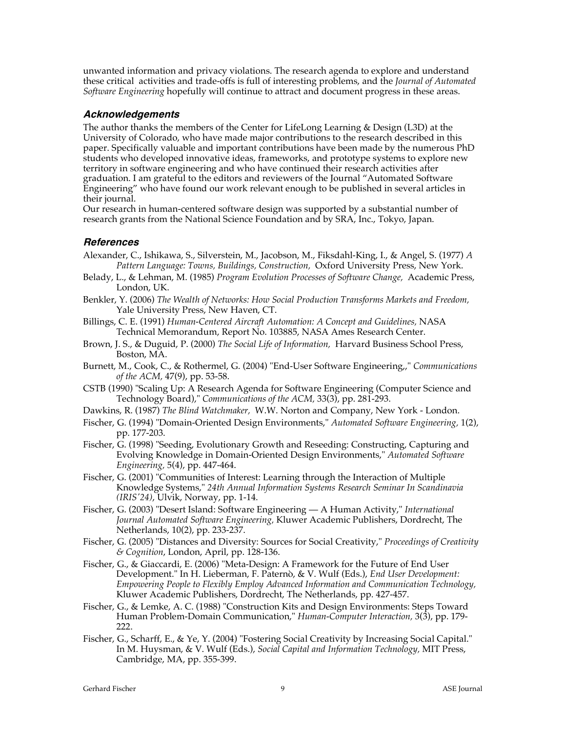unwanted information and privacy violations. The research agenda to explore and understand these critical activities and trade-offs is full of interesting problems, and the *Journal of Automated Software Engineering* hopefully will continue to attract and document progress in these areas.

### *Acknowledgements*

The author thanks the members of the Center for LifeLong Learning & Design (L3D) at the University of Colorado, who have made major contributions to the research described in this paper. Specifically valuable and important contributions have been made by the numerous PhD students who developed innovative ideas, frameworks, and prototype systems to explore new territory in software engineering and who have continued their research activities after graduation. I am grateful to the editors and reviewers of the Journal "Automated Software Engineering" who have found our work relevant enough to be published in several articles in their journal.

Our research in human-centered software design was supported by a substantial number of research grants from the National Science Foundation and by SRA, Inc., Tokyo, Japan.

### *References*

Alexander, C., Ishikawa, S., Silverstein, M., Jacobson, M., Fiksdahl-King, I., & Angel, S. (1977) *A Pattern Language: Towns, Buildings, Construction,* Oxford University Press, New York.

Belady, L., & Lehman, M. (1985) *Program Evolution Processes of Software Change,* Academic Press, London, UK.

Benkler, Y. (2006) *The Wealth of Networks: How Social Production Transforms Markets and Freedom,* Yale University Press, New Haven, CT.

Billings, C. E. (1991) *Human-Centered Aircraft Automation: A Concept and Guidelines,* NASA Technical Memorandum, Report No. 103885, NASA Ames Research Center.

Brown, J. S., & Duguid, P. (2000) *The Social Life of Information,* Harvard Business School Press, Boston, MA.

Burnett, M., Cook, C., & Rothermel, G. (2004) "End-User Software Engineering,," *Communications of the ACM,* 47(9), pp. 53-58.

CSTB (1990) "Scaling Up: A Research Agenda for Software Engineering (Computer Science and Technology Board)," *Communications of the ACM,* 33(3), pp. 281-293.

Dawkins, R. (1987) *The Blind Watchmaker,* W.W. Norton and Company, New York - London.

Fischer, G. (1994) "Domain-Oriented Design Environments," *Automated Software Engineering,* 1(2), pp. 177-203.

Fischer, G. (1998) "Seeding, Evolutionary Growth and Reseeding: Constructing, Capturing and Evolving Knowledge in Domain-Oriented Design Environments," *Automated Software Engineering,* 5(4), pp. 447-464.

Fischer, G. (2001) "Communities of Interest: Learning through the Interaction of Multiple Knowledge Systems," *24th Annual Information Systems Research Seminar In Scandinavia (IRIS'24)*, Ulvik, Norway, pp. 1-14.

Fischer, G. (2003) "Desert Island: Software Engineering — A Human Activity," *International Journal Automated Software Engineering,* Kluwer Academic Publishers, Dordrecht, The Netherlands, 10(2), pp. 233-237.

Fischer, G. (2005) "Distances and Diversity: Sources for Social Creativity," *Proceedings of Creativity & Cognition*, London, April, pp. 128-136.

Fischer, G., & Giaccardi, E. (2006) "Meta-Design: A Framework for the Future of End User Development." In H. Lieberman, F. Paternò, & V. Wulf (Eds.), *End User Development: Empowering People to Flexibly Employ Advanced Information and Communication Technology,* Kluwer Academic Publishers, Dordrecht, The Netherlands, pp. 427-457.

Fischer, G., & Lemke, A. C. (1988) "Construction Kits and Design Environments: Steps Toward Human Problem-Domain Communication," *Human-Computer Interaction,* 3(3), pp. 179-222.

Fischer, G., Scharff, E., & Ye, Y. (2004) "Fostering Social Creativity by Increasing Social Capital." In M. Huysman, & V. Wulf (Eds.), *Social Capital and Information Technology,* MIT Press, Cambridge, MA, pp. 355-399.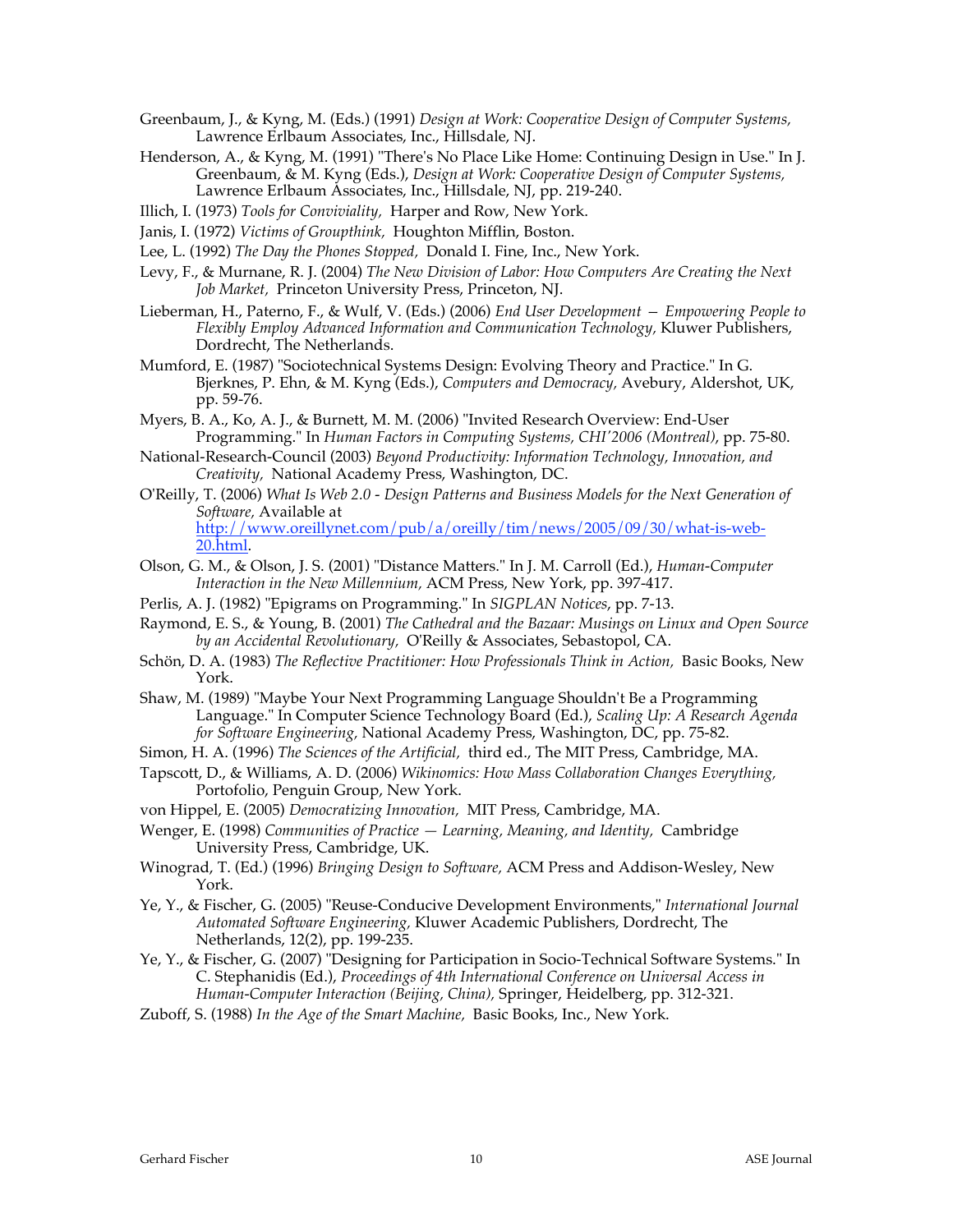Greenbaum, J., & Kyng, M. (Eds.) (1991) *Design at Work: Cooperative Design of Computer Systems,* Lawrence Erlbaum Associates, Inc., Hillsdale, NJ.

Henderson, A., & Kyng, M. (1991) "There's No Place Like Home: Continuing Design in Use." In J. Greenbaum, & M. Kyng (Eds.), *Design at Work: Cooperative Design of Computer Systems,* Lawrence Erlbaum Associates, Inc., Hillsdale, NJ, pp. 219-240.

Illich, I. (1973) *Tools for Conviviality,* Harper and Row, New York.

Janis, I. (1972) *Victims of Groupthink,* Houghton Mifflin, Boston.

Lee, L. (1992) *The Day the Phones Stopped,* Donald I. Fine, Inc., New York.

Levy, F., & Murnane, R. J. (2004) *The New Division of Labor: How Computers Are Creating the Next Job Market,* Princeton University Press, Princeton, NJ.

Lieberman, H., Paterno, F., & Wulf, V. (Eds.) (2006) *End User Development — Empowering People to Flexibly Employ Advanced Information and Communication Technology,* Kluwer Publishers, Dordrecht, The Netherlands.

Mumford, E. (1987) "Sociotechnical Systems Design: Evolving Theory and Practice." In G. Bjerknes, P. Ehn, & M. Kyng (Eds.), *Computers and Democracy,* Avebury, Aldershot, UK, pp. 59-76.

Myers, B. A., Ko, A. J., & Burnett, M. M. (2006) "Invited Research Overview: End-User Programming." In *Human Factors in Computing Systems, CHI'2006 (Montreal)*, pp. 75-80.

National-Research-Council (2003) *Beyond Productivity: Information Technology, Innovation, and Creativity,* National Academy Press, Washington, DC.

O'Reilly, T. (2006) *What Is Web 2.0 - Design Patterns and Business Models for the Next Generation of Software,* Available at http://www.oreillynet.com/pub/a/oreilly/tim/news/2005/09/30/what-is-web-20.html.

Olson, G. M., & Olson, J. S. (2001) "Distance Matters." In J. M. Carroll (Ed.), *Human-Computer Interaction in the New Millennium,* ACM Press, New York, pp. 397-417.

Perlis, A. J. (1982) "Epigrams on Programming." In *SIGPLAN Notices,* pp. 7-13.

Raymond, E. S., & Young, B. (2001) *The Cathedral and the Bazaar: Musings on Linux and Open Source by an Accidental Revolutionary,* O'Reilly & Associates, Sebastopol, CA.

Schön, D. A. (1983) *The Reflective Practitioner: How Professionals Think in Action,* Basic Books, New York.

Shaw, M. (1989) "Maybe Your Next Programming Language Shouldn't Be a Programming Language." In Computer Science Technology Board (Ed.), *Scaling Up: A Research Agenda for Software Engineering,* National Academy Press, Washington, DC, pp. 75-82.

Simon, H. A. (1996) *The Sciences of the Artificial,* third ed., The MIT Press, Cambridge, MA.

Tapscott, D., & Williams, A. D. (2006) *Wikinomics: How Mass Collaboration Changes Everything,* Portofolio, Penguin Group, New York.

von Hippel, E. (2005) *Democratizing Innovation,* MIT Press, Cambridge, MA.

Wenger, E. (1998) *Communities of Practice — Learning, Meaning, and Identity,* Cambridge University Press, Cambridge, UK.

Winograd, T. (Ed.) (1996) *Bringing Design to Software,* ACM Press and Addison-Wesley, New York.

Ye, Y., & Fischer, G. (2005) "Reuse-Conducive Development Environments," *International Journal Automated Software Engineering,* Kluwer Academic Publishers, Dordrecht, The Netherlands, 12(2), pp. 199-235.

Ye, Y., & Fischer, G. (2007) "Designing for Participation in Socio-Technical Software Systems." In C. Stephanidis (Ed.), *Proceedings of 4th International Conference on Universal Access in Human-Computer Interaction (Beijing, China),* Springer, Heidelberg, pp. 312-321.

Zuboff, S. (1988) *In the Age of the Smart Machine,* Basic Books, Inc., New York.